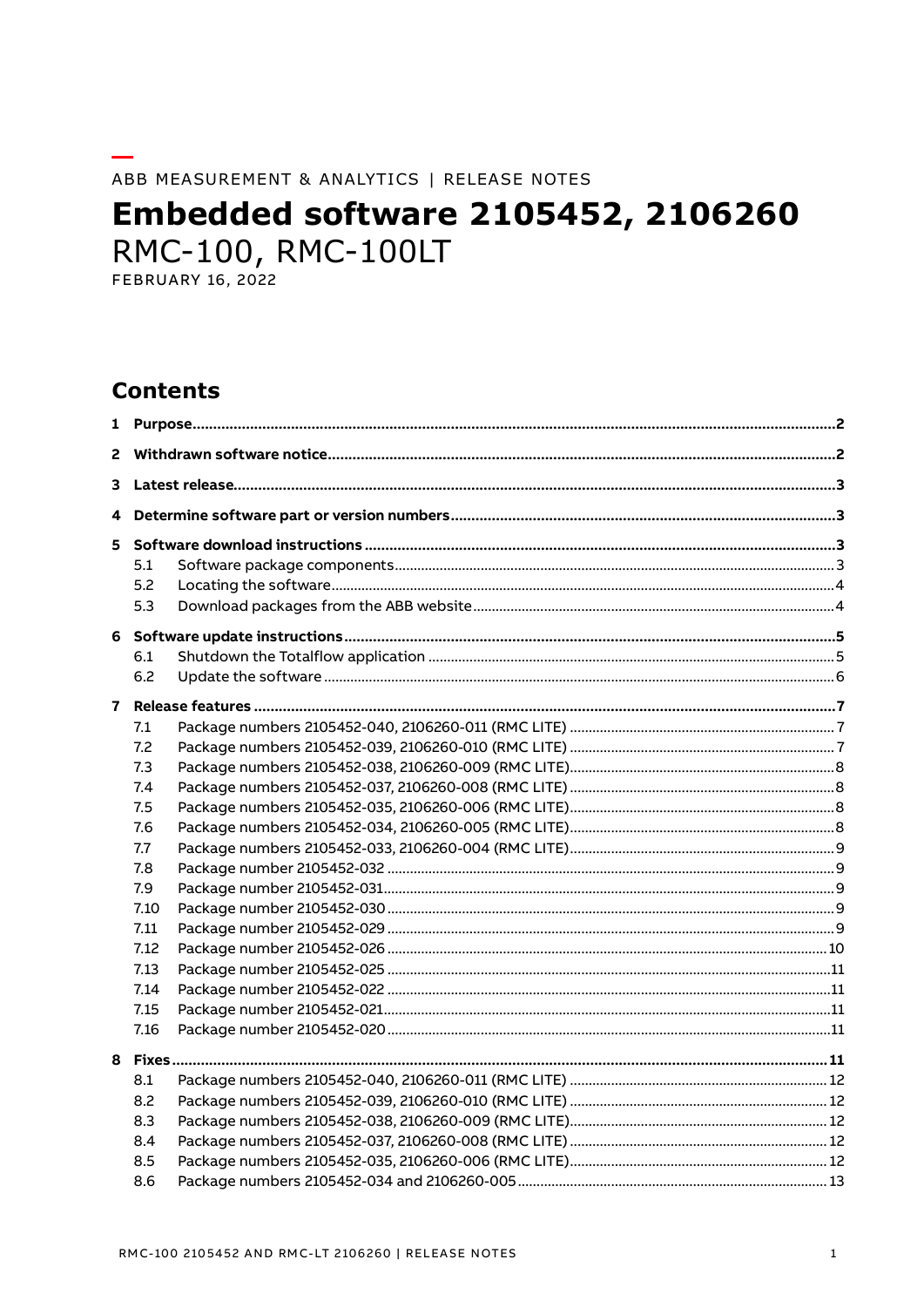ABB MEASUREMENT & ANALYTICS | RELEASE NOTES

# Embedded software 2105452, 2106260

RMC-100, RMC-100LT

FEBRUARY 16, 2022

## Contents

**1 Purpose** .......... 2

**2 Withdrawn software notice** .......... 2

**3 Latest release** .......... 3

**4 Determine software part or version numbers** .......... 3

**5 Software download instructions** .......... 3

- 5.1 Software package components .......... 3
- 5.2 Locating the software .......... 4
- 5.3 Download packages from the ABB website .......... 4

**6 Software update instructions** .......... 5

- 6.1 Shutdown the Totalflow application .......... 5
- 6.2 Update the software .......... 6

**7 Release features** .......... 7

- 7.1 Package numbers 2105452-040, 2106260-011 (RMC LITE) .......... 7
- 7.2 Package numbers 2105452-039, 2106260-010 (RMC LITE) .......... 7
- 7.3 Package numbers 2105452-038, 2106260-009 (RMC LITE) .......... 8
- 7.4 Package numbers 2105452-037, 2106260-008 (RMC LITE) .......... 8
- 7.5 Package numbers 2105452-035, 2106260-006 (RMC LITE) .......... 8
- 7.6 Package numbers 2105452-034, 2106260-005 (RMC LITE) .......... 8
- 7.7 Package numbers 2105452-033, 2106260-004 (RMC LITE) .......... 9
- 7.8 Package number 2105452-032 .......... 9
- 7.9 Package number 2105452-031 .......... 9
- 7.10 Package number 2105452-030 .......... 9
- 7.11 Package number 2105452-029 .......... 9
- 7.12 Package number 2105452-026 .......... 10
- 7.13 Package number 2105452-025 .......... 11
- 7.14 Package number 2105452-022 .......... 11
- 7.15 Package number 2105452-021 .......... 11
- 7.16 Package number 2105452-020 .......... 11

**8 Fixes** .......... 11

- 8.1 Package numbers 2105452-040, 2106260-011 (RMC LITE) .......... 12
- 8.2 Package numbers 2105452-039, 2106260-010 (RMC LITE) .......... 12
- 8.3 Package numbers 2105452-038, 2106260-009 (RMC LITE) .......... 12
- 8.4 Package numbers 2105452-037, 2106260-008 (RMC LITE) .......... 12
- 8.5 Package numbers 2105452-035, 2106260-006 (RMC LITE) .......... 12
- 8.6 Package numbers 2105452-034 and 2106260-005 .......... 13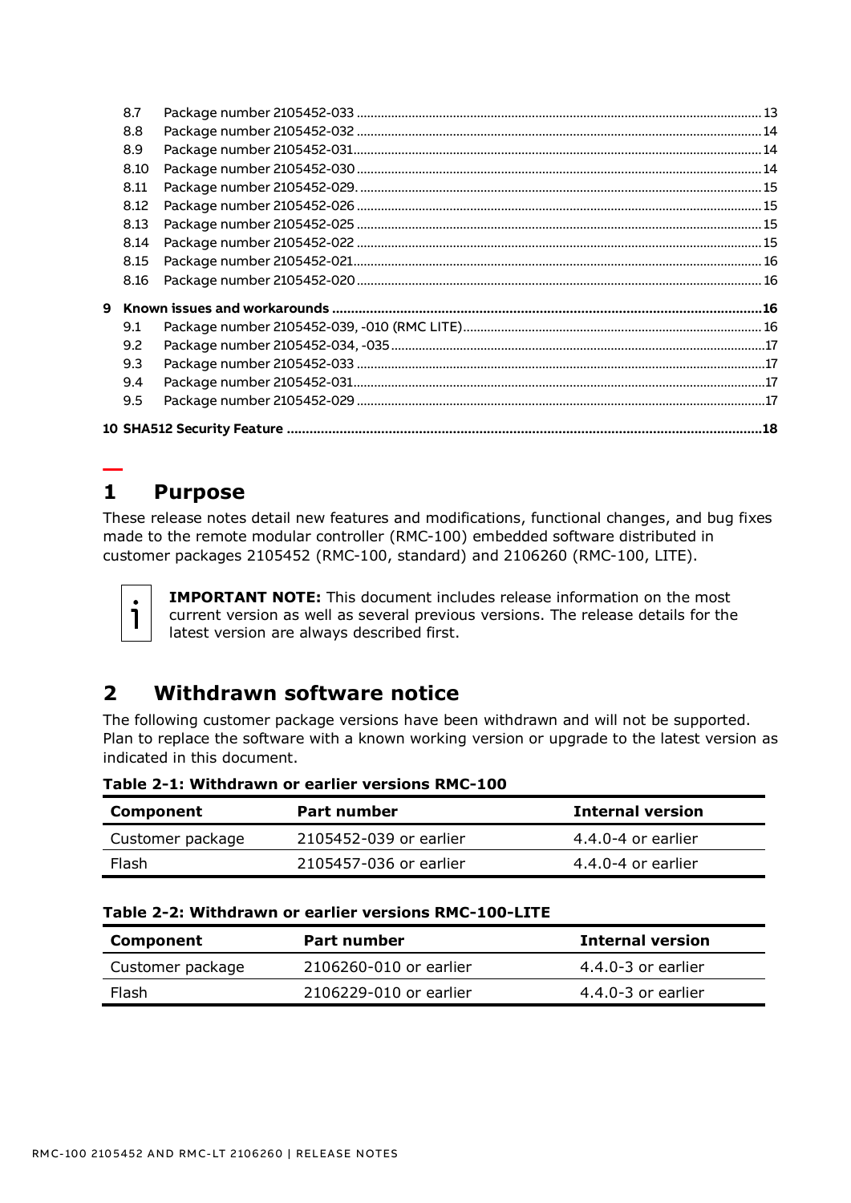8.7 Package number 2105452-033 .... 13
8.8 Package number 2105452-032 .... 14
8.9 Package number 2105452-031 .... 14
8.10 Package number 2105452-030 .... 14
8.11 Package number 2105452-029. .... 15
8.12 Package number 2105452-026 .... 15
8.13 Package number 2105452-025 .... 15
8.14 Package number 2105452-022 .... 15
8.15 Package number 2105452-021 .... 16
8.16 Package number 2105452-020 .... 16

9 Known issues and workarounds .... 16
9.1 Package number 2105452-039, -010 (RMC LITE) .... 16
9.2 Package number 2105452-034, -035 .... 17
9.3 Package number 2105452-033 .... 17
9.4 Package number 2105452-031 .... 17
9.5 Package number 2105452-029 .... 17

10 SHA512 Security Feature .... 18

# 1 Purpose

These release notes detail new features and modifications, functional changes, and bug fixes made to the remote modular controller (RMC-100) embedded software distributed in customer packages 2105452 (RMC-100, standard) and 2106260 (RMC-100, LITE).

**IMPORTANT NOTE:** This document includes release information on the most current version as well as several previous versions. The release details for the latest version are always described first.

# 2 Withdrawn software notice

The following customer package versions have been withdrawn and will not be supported. Plan to replace the software with a known working version or upgrade to the latest version as indicated in this document.

**Table 2-1: Withdrawn or earlier versions RMC-100**

| Component | Part number | Internal version |
|---|---|---|
| Customer package | 2105452-039 or earlier | 4.4.0-4 or earlier |
| Flash | 2105457-036 or earlier | 4.4.0-4 or earlier |

**Table 2-2: Withdrawn or earlier versions RMC-100-LITE**

| Component | Part number | Internal version |
|---|---|---|
| Customer package | 2106260-010 or earlier | 4.4.0-3 or earlier |
| Flash | 2106229-010 or earlier | 4.4.0-3 or earlier |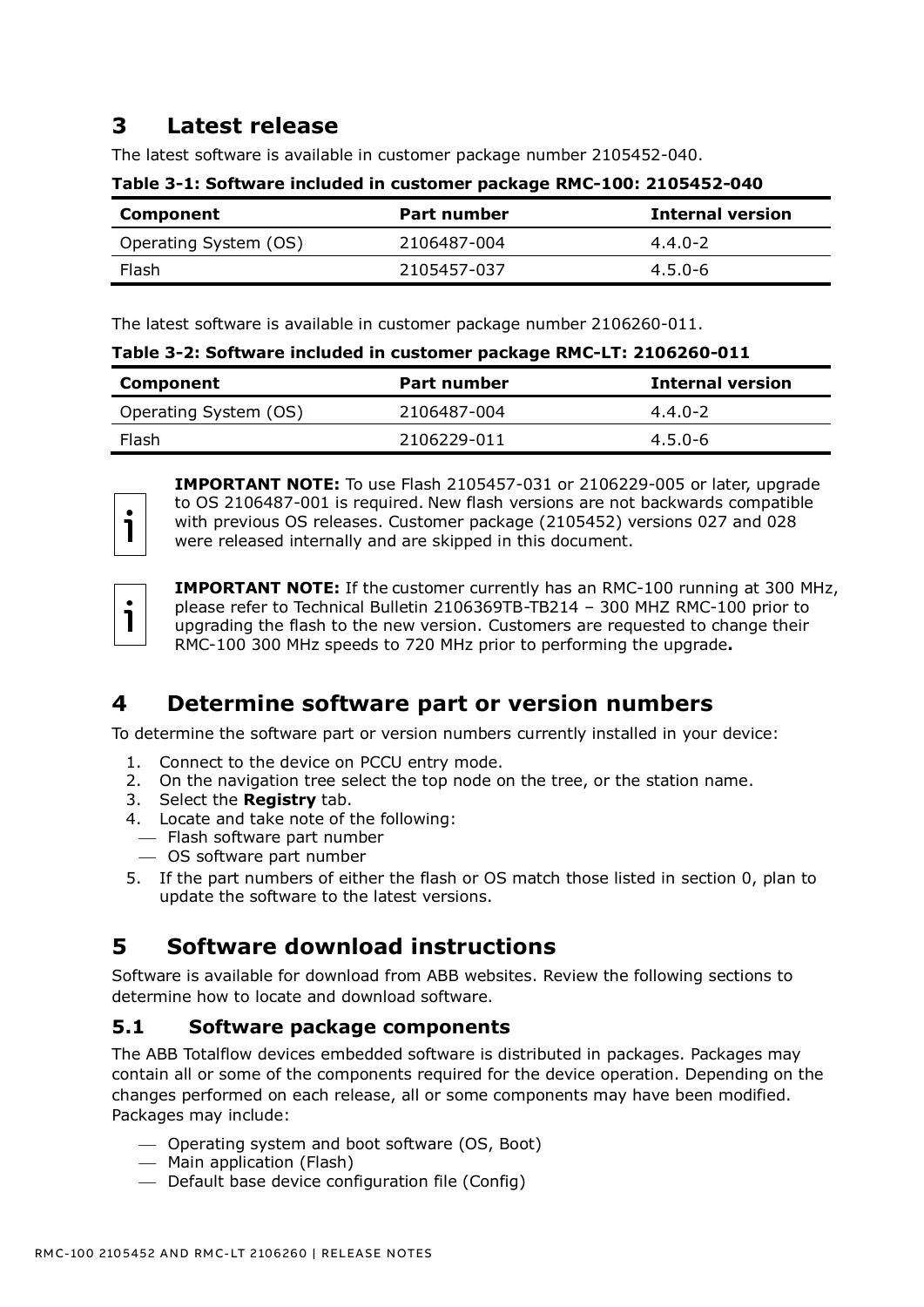# 3 Latest release

The latest software is available in customer package number 2105452-040.

**Table 3-1: Software included in customer package RMC-100: 2105452-040**

| Component | Part number | Internal version |
|---|---|---|
| Operating System (OS) | 2106487-004 | 4.4.0-2 |
| Flash | 2105457-037 | 4.5.0-6 |

The latest software is available in customer package number 2106260-011.

**Table 3-2: Software included in customer package RMC-LT: 2106260-011**

| Component | Part number | Internal version |
|---|---|---|
| Operating System (OS) | 2106487-004 | 4.4.0-2 |
| Flash | 2106229-011 | 4.5.0-6 |

**IMPORTANT NOTE:** To use Flash 2105457-031 or 2106229-005 or later, upgrade to OS 2106487-001 is required. New flash versions are not backwards compatible with previous OS releases. Customer package (2105452) versions 027 and 028 were released internally and are skipped in this document.

**IMPORTANT NOTE:** If the customer currently has an RMC-100 running at 300 MHz, please refer to Technical Bulletin 2106369TB-TB214 – 300 MHZ RMC-100 prior to upgrading the flash to the new version. Customers are requested to change their RMC-100 300 MHz speeds to 720 MHz prior to performing the upgrade**.**

# 4 Determine software part or version numbers

To determine the software part or version numbers currently installed in your device:

1. Connect to the device on PCCU entry mode.
2. On the navigation tree select the top node on the tree, or the station name.
3. Select the **Registry** tab.
4. Locate and take note of the following:
   - Flash software part number
   - OS software part number
5. If the part numbers of either the flash or OS match those listed in section 0, plan to update the software to the latest versions.

# 5 Software download instructions

Software is available for download from ABB websites. Review the following sections to determine how to locate and download software.

## 5.1 Software package components

The ABB Totalflow devices embedded software is distributed in packages. Packages may contain all or some of the components required for the device operation. Depending on the changes performed on each release, all or some components may have been modified. Packages may include:

- Operating system and boot software (OS, Boot)
- Main application (Flash)
- Default base device configuration file (Config)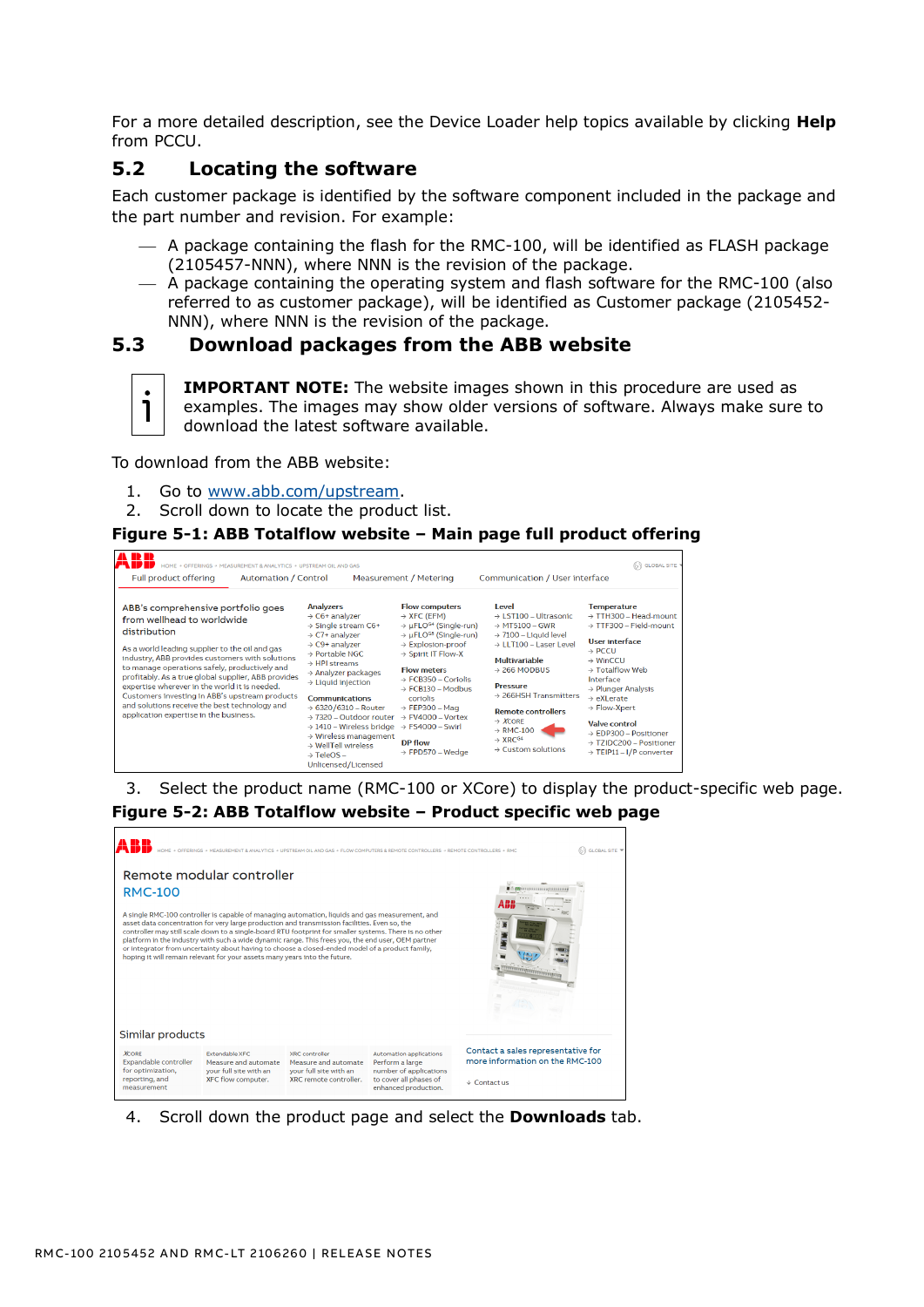For a more detailed description, see the Device Loader help topics available by clicking **Help** from PCCU.

## 5.2 Locating the software

Each customer package is identified by the software component included in the package and the part number and revision. For example:

- A package containing the flash for the RMC-100, will be identified as FLASH package (2105457-NNN), where NNN is the revision of the package.
- A package containing the operating system and flash software for the RMC-100 (also referred to as customer package), will be identified as Customer package (2105452-NNN), where NNN is the revision of the package.

## 5.3 Download packages from the ABB website

**IMPORTANT NOTE:** The website images shown in this procedure are used as examples. The images may show older versions of software. Always make sure to download the latest software available.

To download from the ABB website:

1. Go to [www.abb.com/upstream](http://www.abb.com/upstream).
2. Scroll down to locate the product list.

**Figure 5-1: ABB Totalflow website – Main page full product offering**

3. Select the product name (RMC-100 or XCore) to display the product-specific web page.

**Figure 5-2: ABB Totalflow website – Product specific web page**

4. Scroll down the product page and select the **Downloads** tab.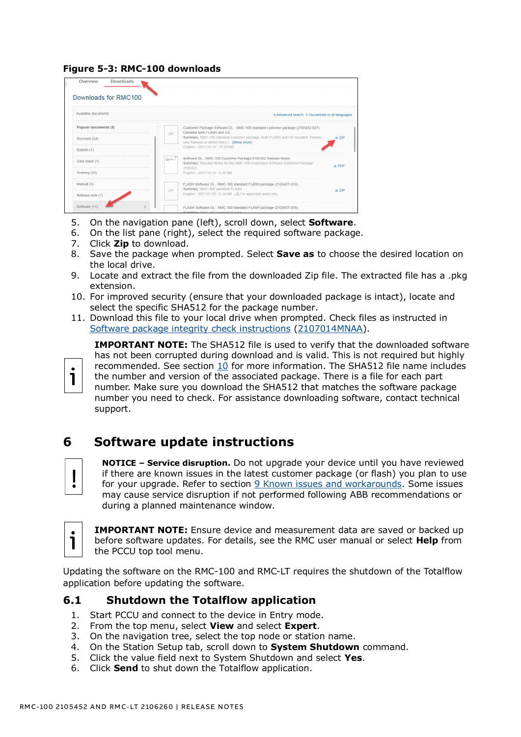**Figure 5-3: RMC-100 downloads**

5. On the navigation pane (left), scroll down, select **Software**.
6. On the list pane (right), select the required software package.
7. Click **Zip** to download.
8. Save the package when prompted. Select **Save as** to choose the desired location on the local drive.
9. Locate and extract the file from the downloaded Zip file. The extracted file has a .pkg extension.
10. For improved security (ensure that your downloaded package is intact), locate and select the specific SHA512 for the package number.
11. Download this file to your local drive when prompted. Check files as instructed in Software package integrity check instructions (2107014MNAA).

**IMPORTANT NOTE:** The SHA512 file is used to verify that the downloaded software has not been corrupted during download and is valid. This is not required but highly recommended. See section 10 for more information. The SHA512 file name includes the number and version of the associated package. There is a file for each part number. Make sure you download the SHA512 that matches the software package number you need to check. For assistance downloading software, contact technical support.

# 6 Software update instructions

**NOTICE – Service disruption.** Do not upgrade your device until you have reviewed if there are known issues in the latest customer package (or flash) you plan to use for your upgrade. Refer to section 9 Known issues and workarounds. Some issues may cause service disruption if not performed following ABB recommendations or during a planned maintenance window.

**IMPORTANT NOTE:** Ensure device and measurement data are saved or backed up before software updates. For details, see the RMC user manual or select **Help** from the PCCU top tool menu.

Updating the software on the RMC-100 and RMC-LT requires the shutdown of the Totalflow application before updating the software.

## 6.1 Shutdown the Totalflow application

1. Start PCCU and connect to the device in Entry mode.
2. From the top menu, select **View** and select **Expert**.
3. On the navigation tree, select the top node or station name.
4. On the Station Setup tab, scroll down to **System Shutdown** command.
5. Click the value field next to System Shutdown and select **Yes**.
6. Click **Send** to shut down the Totalflow application.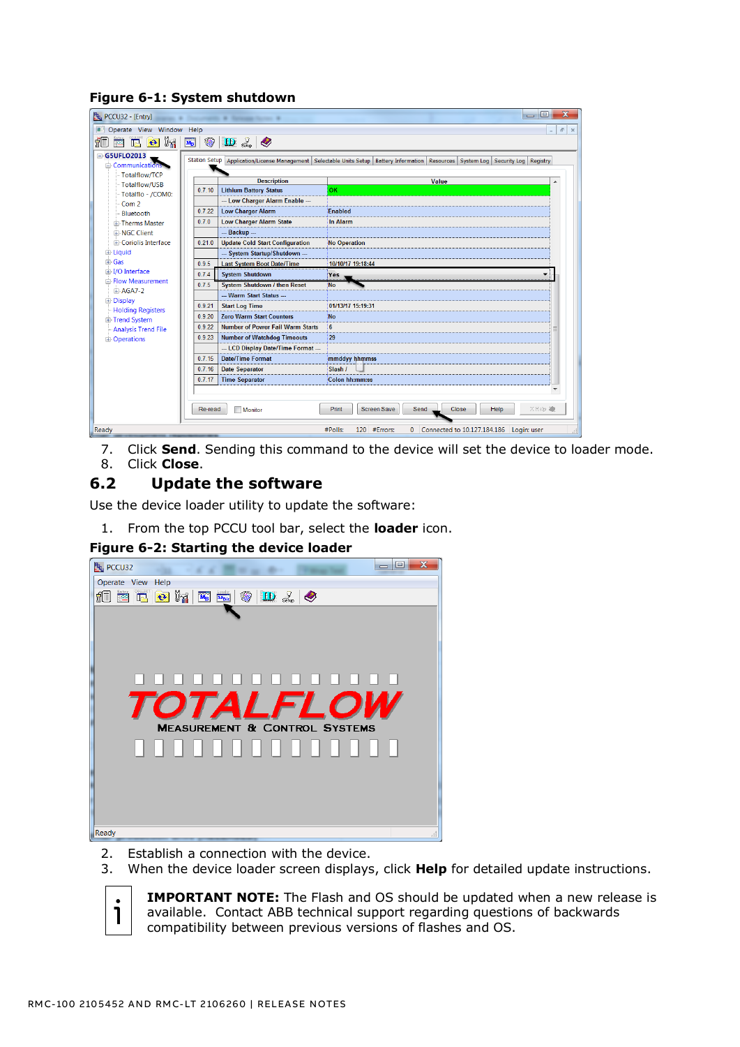**Figure 6-1: System shutdown**

7. Click **Send**. Sending this command to the device will set the device to loader mode.
8. Click **Close**.

## 6.2 Update the software

Use the device loader utility to update the software:

1. From the top PCCU tool bar, select the **loader** icon.

**Figure 6-2: Starting the device loader**

2. Establish a connection with the device.
3. When the device loader screen displays, click **Help** for detailed update instructions.

**IMPORTANT NOTE:** The Flash and OS should be updated when a new release is available. Contact ABB technical support regarding questions of backwards compatibility between previous versions of flashes and OS.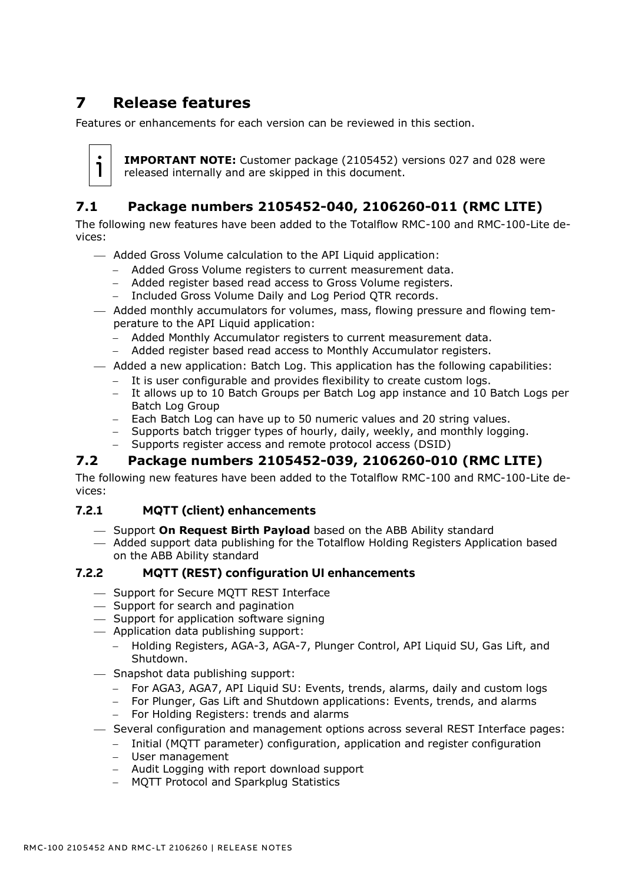# 7 Release features

Features or enhancements for each version can be reviewed in this section.

**IMPORTANT NOTE:** Customer package (2105452) versions 027 and 028 were released internally and are skipped in this document.

## 7.1 Package numbers 2105452-040, 2106260-011 (RMC LITE)

The following new features have been added to the Totalflow RMC-100 and RMC-100-Lite devices:

- Added Gross Volume calculation to the API Liquid application:
  - Added Gross Volume registers to current measurement data.
  - Added register based read access to Gross Volume registers.
  - Included Gross Volume Daily and Log Period QTR records.
- Added monthly accumulators for volumes, mass, flowing pressure and flowing temperature to the API Liquid application:
  - Added Monthly Accumulator registers to current measurement data.
  - Added register based read access to Monthly Accumulator registers.
- Added a new application: Batch Log. This application has the following capabilities:
  - It is user configurable and provides flexibility to create custom logs.
  - It allows up to 10 Batch Groups per Batch Log app instance and 10 Batch Logs per Batch Log Group
  - Each Batch Log can have up to 50 numeric values and 20 string values.
  - Supports batch trigger types of hourly, daily, weekly, and monthly logging.
  - Supports register access and remote protocol access (DSID)

## 7.2 Package numbers 2105452-039, 2106260-010 (RMC LITE)

The following new features have been added to the Totalflow RMC-100 and RMC-100-Lite devices:

### 7.2.1 MQTT (client) enhancements

- Support **On Request Birth Payload** based on the ABB Ability standard
- Added support data publishing for the Totalflow Holding Registers Application based on the ABB Ability standard

### 7.2.2 MQTT (REST) configuration UI enhancements

- Support for Secure MQTT REST Interface
- Support for search and pagination
- Support for application software signing
- Application data publishing support:
  - Holding Registers, AGA-3, AGA-7, Plunger Control, API Liquid SU, Gas Lift, and Shutdown.
- Snapshot data publishing support:
  - For AGA3, AGA7, API Liquid SU: Events, trends, alarms, daily and custom logs
  - For Plunger, Gas Lift and Shutdown applications: Events, trends, and alarms
  - For Holding Registers: trends and alarms
- Several configuration and management options across several REST Interface pages:
  - Initial (MQTT parameter) configuration, application and register configuration
  - User management
  - Audit Logging with report download support
  - MQTT Protocol and Sparkplug Statistics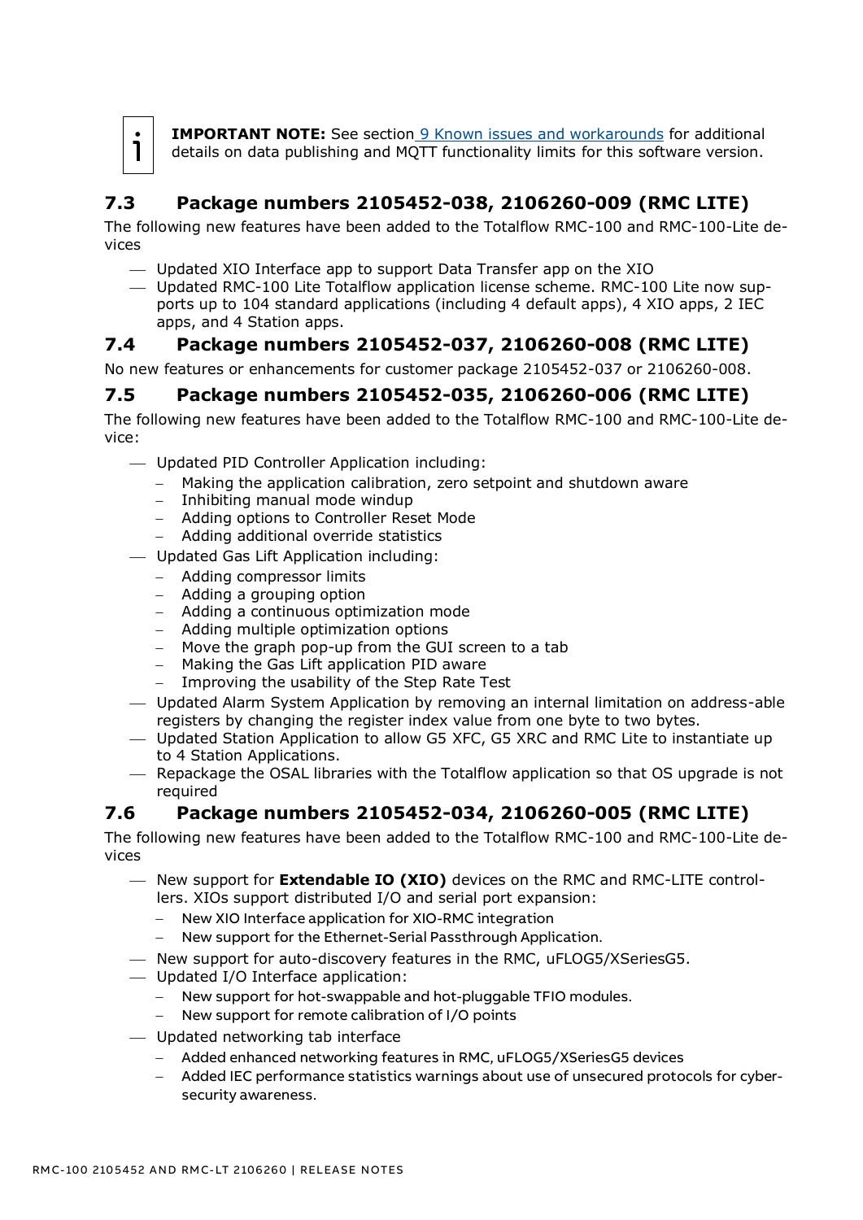**IMPORTANT NOTE:** See section 9 Known issues and workarounds for additional details on data publishing and MQTT functionality limits for this software version.

## 7.3 Package numbers 2105452-038, 2106260-009 (RMC LITE)

The following new features have been added to the Totalflow RMC-100 and RMC-100-Lite devices

- Updated XIO Interface app to support Data Transfer app on the XIO
- Updated RMC-100 Lite Totalflow application license scheme. RMC-100 Lite now supports up to 104 standard applications (including 4 default apps), 4 XIO apps, 2 IEC apps, and 4 Station apps.

## 7.4 Package numbers 2105452-037, 2106260-008 (RMC LITE)

No new features or enhancements for customer package 2105452-037 or 2106260-008.

## 7.5 Package numbers 2105452-035, 2106260-006 (RMC LITE)

The following new features have been added to the Totalflow RMC-100 and RMC-100-Lite device:

- Updated PID Controller Application including:
  - Making the application calibration, zero setpoint and shutdown aware
  - Inhibiting manual mode windup
  - Adding options to Controller Reset Mode
  - Adding additional override statistics
- Updated Gas Lift Application including:
  - Adding compressor limits
  - Adding a grouping option
  - Adding a continuous optimization mode
  - Adding multiple optimization options
  - Move the graph pop-up from the GUI screen to a tab
  - Making the Gas Lift application PID aware
  - Improving the usability of the Step Rate Test
- Updated Alarm System Application by removing an internal limitation on address-able registers by changing the register index value from one byte to two bytes.
- Updated Station Application to allow G5 XFC, G5 XRC and RMC Lite to instantiate up to 4 Station Applications.
- Repackage the OSAL libraries with the Totalflow application so that OS upgrade is not required

## 7.6 Package numbers 2105452-034, 2106260-005 (RMC LITE)

The following new features have been added to the Totalflow RMC-100 and RMC-100-Lite devices

- New support for **Extendable IO (XIO)** devices on the RMC and RMC-LITE controllers. XIOs support distributed I/O and serial port expansion:
  - New XIO Interface application for XIO-RMC integration
  - New support for the Ethernet-Serial Passthrough Application.
- New support for auto-discovery features in the RMC, uFLOG5/XSeriesG5.
- Updated I/O Interface application:
  - New support for hot-swappable and hot-pluggable TFIO modules.
  - New support for remote calibration of I/O points
- Updated networking tab interface
  - Added enhanced networking features in RMC, uFLOG5/XSeriesG5 devices
  - Added IEC performance statistics warnings about use of unsecured protocols for cyber-security awareness.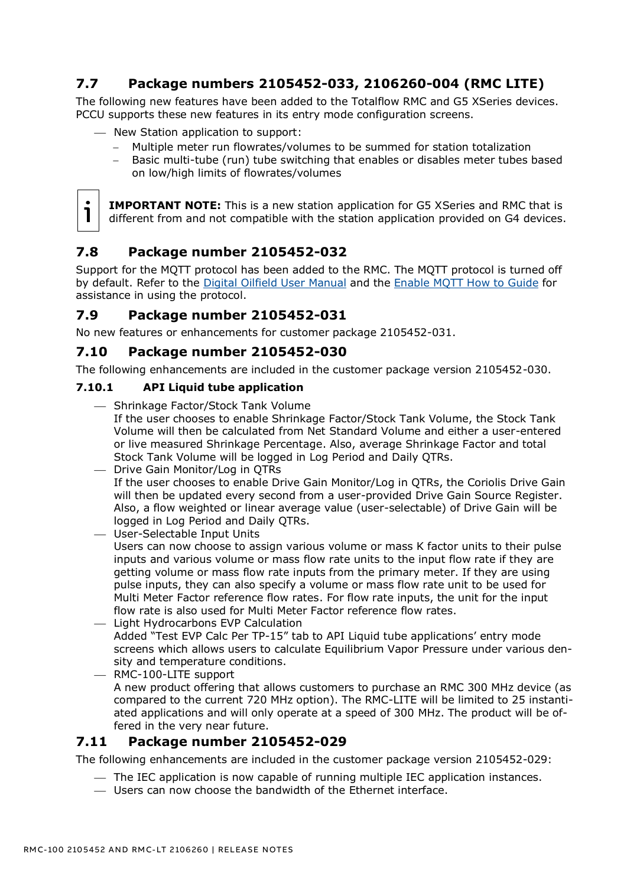## 7.7 Package numbers 2105452-033, 2106260-004 (RMC LITE)

The following new features have been added to the Totalflow RMC and G5 XSeries devices. PCCU supports these new features in its entry mode configuration screens.

- New Station application to support:
  - Multiple meter run flowrates/volumes to be summed for station totalization
  - Basic multi-tube (run) tube switching that enables or disables meter tubes based on low/high limits of flowrates/volumes

**IMPORTANT NOTE:** This is a new station application for G5 XSeries and RMC that is different from and not compatible with the station application provided on G4 devices.

## 7.8 Package number 2105452-032

Support for the MQTT protocol has been added to the RMC. The MQTT protocol is turned off by default. Refer to the Digital Oilfield User Manual and the Enable MQTT How to Guide for assistance in using the protocol.

## 7.9 Package number 2105452-031

No new features or enhancements for customer package 2105452-031.

## 7.10 Package number 2105452-030

The following enhancements are included in the customer package version 2105452-030.

### 7.10.1 API Liquid tube application

- Shrinkage Factor/Stock Tank Volume
  If the user chooses to enable Shrinkage Factor/Stock Tank Volume, the Stock Tank Volume will then be calculated from Net Standard Volume and either a user-entered or live measured Shrinkage Percentage. Also, average Shrinkage Factor and total Stock Tank Volume will be logged in Log Period and Daily QTRs.
- Drive Gain Monitor/Log in QTRs
  If the user chooses to enable Drive Gain Monitor/Log in QTRs, the Coriolis Drive Gain will then be updated every second from a user-provided Drive Gain Source Register. Also, a flow weighted or linear average value (user-selectable) of Drive Gain will be logged in Log Period and Daily QTRs.
- User-Selectable Input Units
  Users can now choose to assign various volume or mass K factor units to their pulse inputs and various volume or mass flow rate units to the input flow rate if they are getting volume or mass flow rate inputs from the primary meter. If they are using pulse inputs, they can also specify a volume or mass flow rate unit to be used for Multi Meter Factor reference flow rates. For flow rate inputs, the unit for the input flow rate is also used for Multi Meter Factor reference flow rates.
- Light Hydrocarbons EVP Calculation
  Added "Test EVP Calc Per TP-15" tab to API Liquid tube applications' entry mode screens which allows users to calculate Equilibrium Vapor Pressure under various density and temperature conditions.
- RMC-100-LITE support
  A new product offering that allows customers to purchase an RMC 300 MHz device (as compared to the current 720 MHz option). The RMC-LITE will be limited to 25 instantiated applications and will only operate at a speed of 300 MHz. The product will be offered in the very near future.

## 7.11 Package number 2105452-029

The following enhancements are included in the customer package version 2105452-029:

- The IEC application is now capable of running multiple IEC application instances.
- Users can now choose the bandwidth of the Ethernet interface.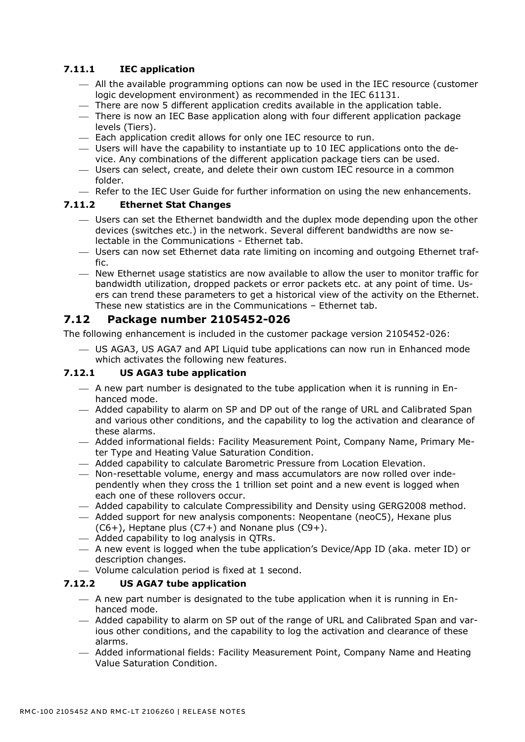### 7.11.1 IEC application

- All the available programming options can now be used in the IEC resource (customer logic development environment) as recommended in the IEC 61131.
- There are now 5 different application credits available in the application table.
- There is now an IEC Base application along with four different application package levels (Tiers).
- Each application credit allows for only one IEC resource to run.
- Users will have the capability to instantiate up to 10 IEC applications onto the device. Any combinations of the different application package tiers can be used.
- Users can select, create, and delete their own custom IEC resource in a common folder.
- Refer to the IEC User Guide for further information on using the new enhancements.

### 7.11.2 Ethernet Stat Changes

- Users can set the Ethernet bandwidth and the duplex mode depending upon the other devices (switches etc.) in the network. Several different bandwidths are now selectable in the Communications - Ethernet tab.
- Users can now set Ethernet data rate limiting on incoming and outgoing Ethernet traffic.
- New Ethernet usage statistics are now available to allow the user to monitor traffic for bandwidth utilization, dropped packets or error packets etc. at any point of time. Users can trend these parameters to get a historical view of the activity on the Ethernet. These new statistics are in the Communications – Ethernet tab.

## 7.12 Package number 2105452-026

The following enhancement is included in the customer package version 2105452-026:

- US AGA3, US AGA7 and API Liquid tube applications can now run in Enhanced mode which activates the following new features.

### 7.12.1 US AGA3 tube application

- A new part number is designated to the tube application when it is running in Enhanced mode.
- Added capability to alarm on SP and DP out of the range of URL and Calibrated Span and various other conditions, and the capability to log the activation and clearance of these alarms.
- Added informational fields: Facility Measurement Point, Company Name, Primary Meter Type and Heating Value Saturation Condition.
- Added capability to calculate Barometric Pressure from Location Elevation.
- Non-resettable volume, energy and mass accumulators are now rolled over independently when they cross the 1 trillion set point and a new event is logged when each one of these rollovers occur.
- Added capability to calculate Compressibility and Density using GERG2008 method.
- Added support for new analysis components: Neopentane (neoC5), Hexane plus (C6+), Heptane plus (C7+) and Nonane plus (C9+).
- Added capability to log analysis in QTRs.
- A new event is logged when the tube application's Device/App ID (aka. meter ID) or description changes.
- Volume calculation period is fixed at 1 second.

### 7.12.2 US AGA7 tube application

- A new part number is designated to the tube application when it is running in Enhanced mode.
- Added capability to alarm on SP out of the range of URL and Calibrated Span and various other conditions, and the capability to log the activation and clearance of these alarms.
- Added informational fields: Facility Measurement Point, Company Name and Heating Value Saturation Condition.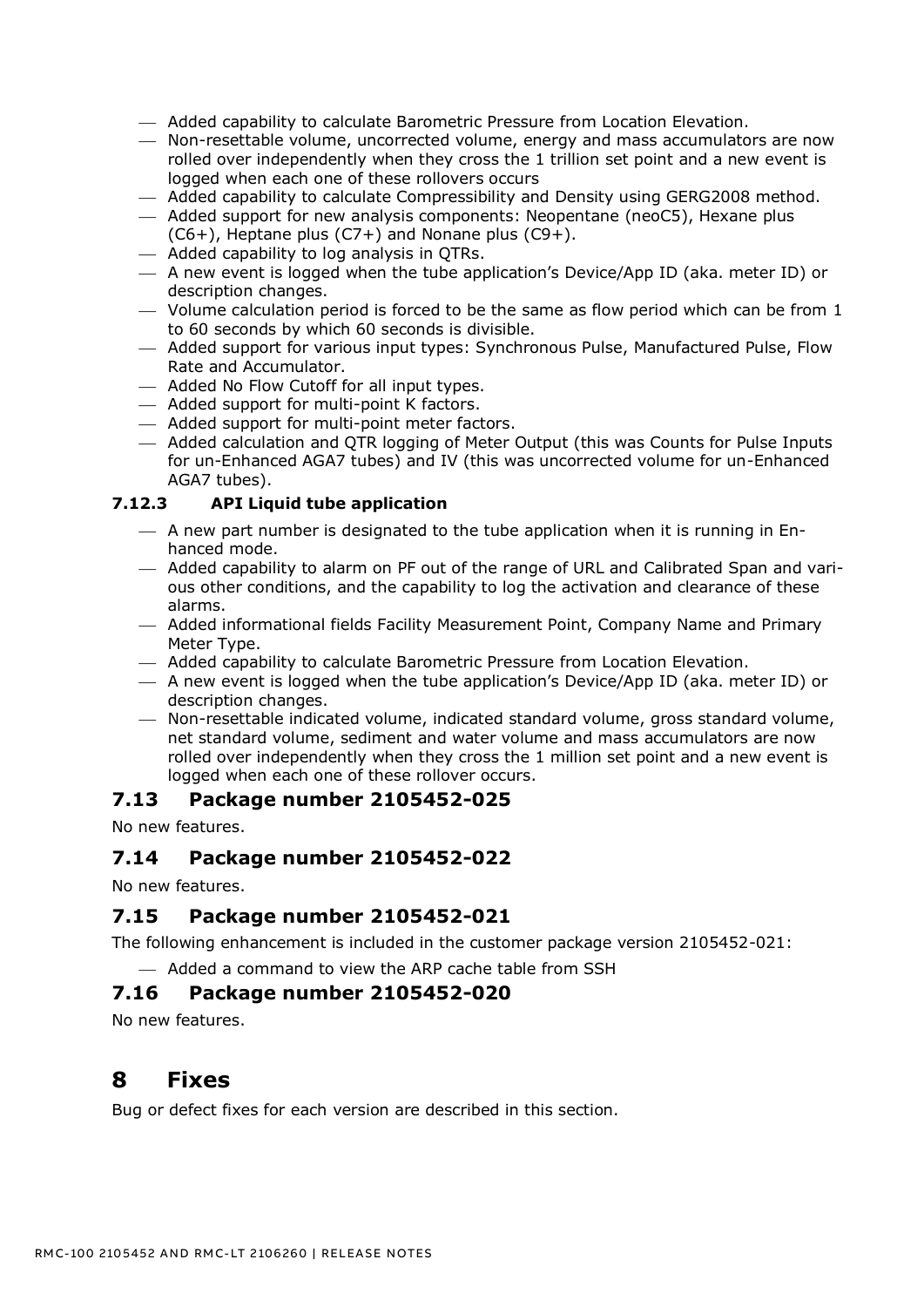- Added capability to calculate Barometric Pressure from Location Elevation.
- Non-resettable volume, uncorrected volume, energy and mass accumulators are now rolled over independently when they cross the 1 trillion set point and a new event is logged when each one of these rollovers occurs
- Added capability to calculate Compressibility and Density using GERG2008 method.
- Added support for new analysis components: Neopentane (neoC5), Hexane plus (C6+), Heptane plus (C7+) and Nonane plus (C9+).
- Added capability to log analysis in QTRs.
- A new event is logged when the tube application's Device/App ID (aka. meter ID) or description changes.
- Volume calculation period is forced to be the same as flow period which can be from 1 to 60 seconds by which 60 seconds is divisible.
- Added support for various input types: Synchronous Pulse, Manufactured Pulse, Flow Rate and Accumulator.
- Added No Flow Cutoff for all input types.
- Added support for multi-point K factors.
- Added support for multi-point meter factors.
- Added calculation and QTR logging of Meter Output (this was Counts for Pulse Inputs for un-Enhanced AGA7 tubes) and IV (this was uncorrected volume for un-Enhanced AGA7 tubes).

### 7.12.3 API Liquid tube application

- A new part number is designated to the tube application when it is running in Enhanced mode.
- Added capability to alarm on PF out of the range of URL and Calibrated Span and various other conditions, and the capability to log the activation and clearance of these alarms.
- Added informational fields Facility Measurement Point, Company Name and Primary Meter Type.
- Added capability to calculate Barometric Pressure from Location Elevation.
- A new event is logged when the tube application's Device/App ID (aka. meter ID) or description changes.
- Non-resettable indicated volume, indicated standard volume, gross standard volume, net standard volume, sediment and water volume and mass accumulators are now rolled over independently when they cross the 1 million set point and a new event is logged when each one of these rollover occurs.

## 7.13 Package number 2105452-025

No new features.

## 7.14 Package number 2105452-022

No new features.

## 7.15 Package number 2105452-021

The following enhancement is included in the customer package version 2105452-021:

- Added a command to view the ARP cache table from SSH

## 7.16 Package number 2105452-020

No new features.

# 8 Fixes

Bug or defect fixes for each version are described in this section.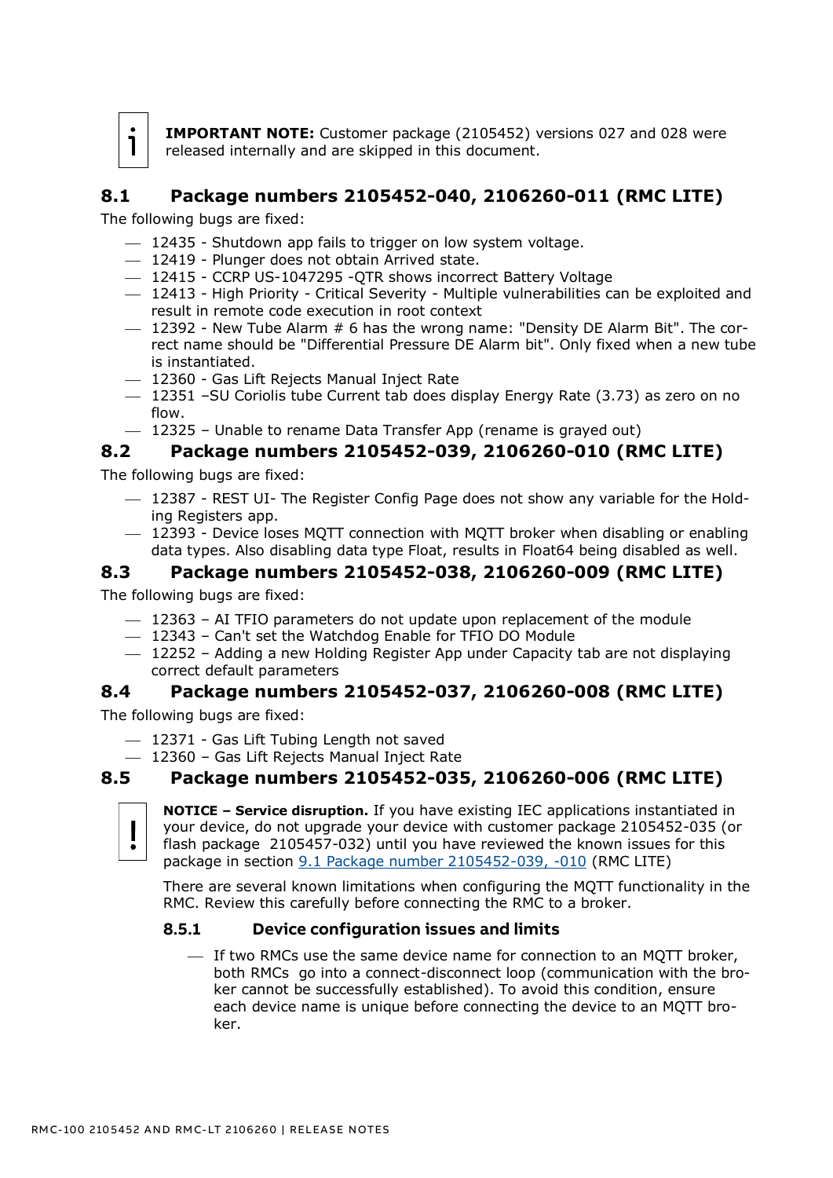**IMPORTANT NOTE:** Customer package (2105452) versions 027 and 028 were released internally and are skipped in this document.

## 8.1 Package numbers 2105452-040, 2106260-011 (RMC LITE)

The following bugs are fixed:

- 12435 - Shutdown app fails to trigger on low system voltage.
- 12419 - Plunger does not obtain Arrived state.
- 12415 - CCRP US-1047295 -QTR shows incorrect Battery Voltage
- 12413 - High Priority - Critical Severity - Multiple vulnerabilities can be exploited and result in remote code execution in root context
- 12392 - New Tube Alarm # 6 has the wrong name: "Density DE Alarm Bit". The correct name should be "Differential Pressure DE Alarm bit". Only fixed when a new tube is instantiated.
- 12360 - Gas Lift Rejects Manual Inject Rate
- 12351 –SU Coriolis tube Current tab does display Energy Rate (3.73) as zero on no flow.
- 12325 – Unable to rename Data Transfer App (rename is grayed out)

## 8.2 Package numbers 2105452-039, 2106260-010 (RMC LITE)

The following bugs are fixed:

- 12387 - REST UI- The Register Config Page does not show any variable for the Holding Registers app.
- 12393 - Device loses MQTT connection with MQTT broker when disabling or enabling data types. Also disabling data type Float, results in Float64 being disabled as well.

## 8.3 Package numbers 2105452-038, 2106260-009 (RMC LITE)

The following bugs are fixed:

- 12363 – AI TFIO parameters do not update upon replacement of the module
- 12343 – Can't set the Watchdog Enable for TFIO DO Module
- 12252 – Adding a new Holding Register App under Capacity tab are not displaying correct default parameters

## 8.4 Package numbers 2105452-037, 2106260-008 (RMC LITE)

The following bugs are fixed:

- 12371 - Gas Lift Tubing Length not saved
- 12360 – Gas Lift Rejects Manual Inject Rate

## 8.5 Package numbers 2105452-035, 2106260-006 (RMC LITE)

**NOTICE – Service disruption.** If you have existing IEC applications instantiated in your device, do not upgrade your device with customer package 2105452-035 (or flash package 2105457-032) until you have reviewed the known issues for this package in section 9.1 Package number 2105452-039, -010 (RMC LITE)

There are several known limitations when configuring the MQTT functionality in the RMC. Review this carefully before connecting the RMC to a broker.

### 8.5.1 Device configuration issues and limits

- If two RMCs use the same device name for connection to an MQTT broker, both RMCs go into a connect-disconnect loop (communication with the broker cannot be successfully established). To avoid this condition, ensure each device name is unique before connecting the device to an MQTT broker.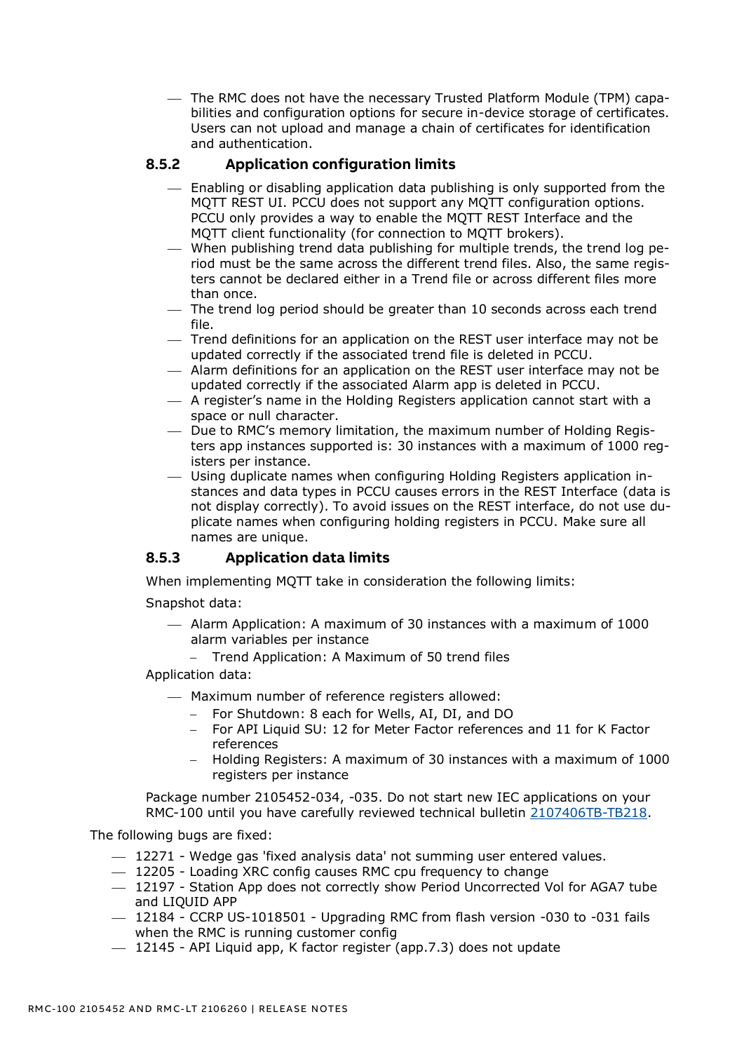- The RMC does not have the necessary Trusted Platform Module (TPM) capabilities and configuration options for secure in-device storage of certificates. Users can not upload and manage a chain of certificates for identification and authentication.

### 8.5.2 Application configuration limits

- Enabling or disabling application data publishing is only supported from the MQTT REST UI. PCCU does not support any MQTT configuration options. PCCU only provides a way to enable the MQTT REST Interface and the MQTT client functionality (for connection to MQTT brokers).
- When publishing trend data publishing for multiple trends, the trend log period must be the same across the different trend files. Also, the same registers cannot be declared either in a Trend file or across different files more than once.
- The trend log period should be greater than 10 seconds across each trend file.
- Trend definitions for an application on the REST user interface may not be updated correctly if the associated trend file is deleted in PCCU.
- Alarm definitions for an application on the REST user interface may not be updated correctly if the associated Alarm app is deleted in PCCU.
- A register's name in the Holding Registers application cannot start with a space or null character.
- Due to RMC's memory limitation, the maximum number of Holding Registers app instances supported is: 30 instances with a maximum of 1000 registers per instance.
- Using duplicate names when configuring Holding Registers application instances and data types in PCCU causes errors in the REST Interface (data is not display correctly). To avoid issues on the REST interface, do not use duplicate names when configuring holding registers in PCCU. Make sure all names are unique.

### 8.5.3 Application data limits

When implementing MQTT take in consideration the following limits:

Snapshot data:

- Alarm Application: A maximum of 30 instances with a maximum of 1000 alarm variables per instance
  - Trend Application: A Maximum of 50 trend files

Application data:

- Maximum number of reference registers allowed:
  - For Shutdown: 8 each for Wells, AI, DI, and DO
  - For API Liquid SU: 12 for Meter Factor references and 11 for K Factor references
  - Holding Registers: A maximum of 30 instances with a maximum of 1000 registers per instance

Package number 2105452-034, -035. Do not start new IEC applications on your RMC-100 until you have carefully reviewed technical bulletin 2107406TB-TB218.

The following bugs are fixed:

- 12271 - Wedge gas 'fixed analysis data' not summing user entered values.
- 12205 - Loading XRC config causes RMC cpu frequency to change
- 12197 - Station App does not correctly show Period Uncorrected Vol for AGA7 tube and LIQUID APP
- 12184 - CCRP US-1018501 - Upgrading RMC from flash version -030 to -031 fails when the RMC is running customer config
- 12145 - API Liquid app, K factor register (app.7.3) does not update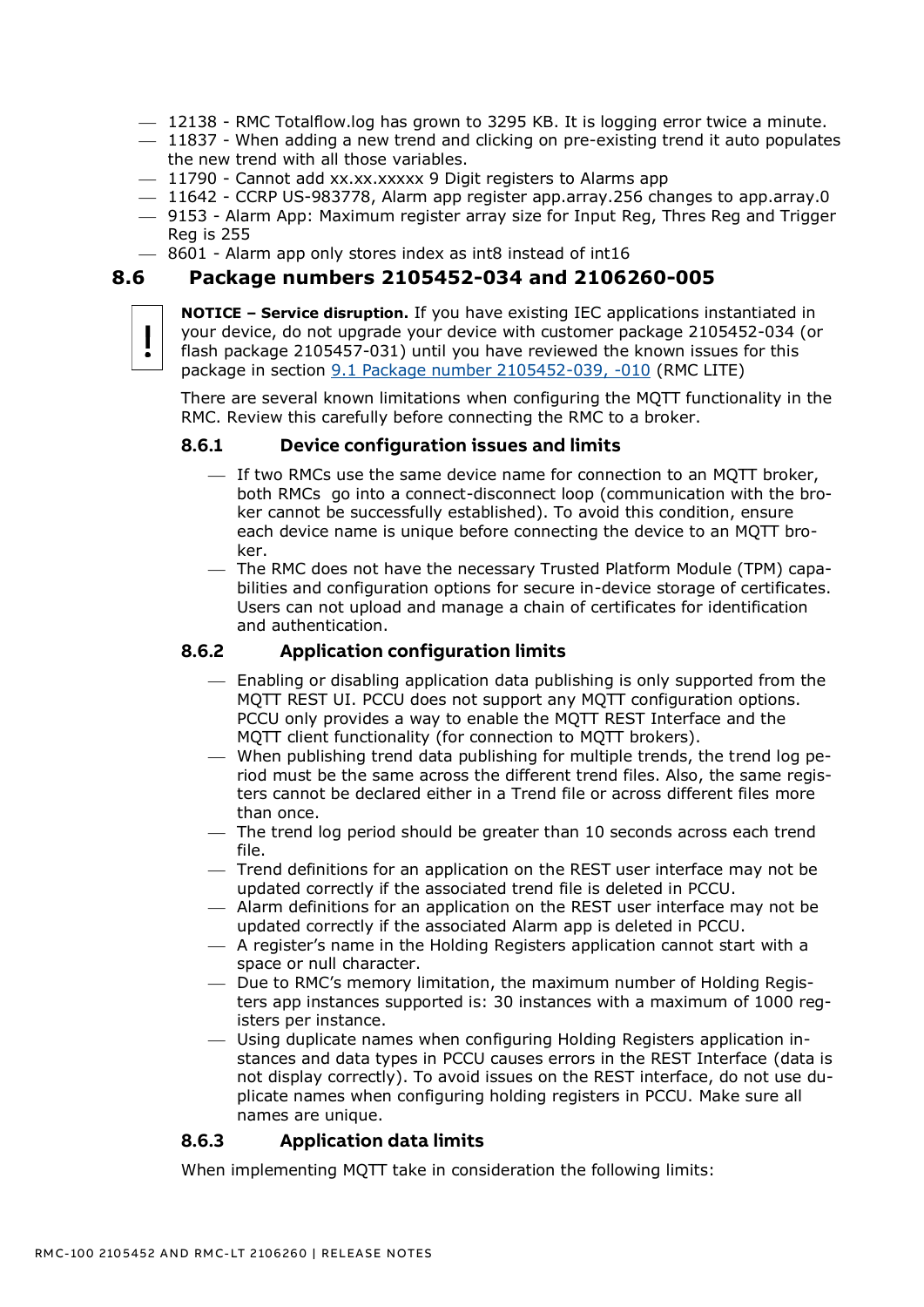- 12138 - RMC Totalflow.log has grown to 3295 KB. It is logging error twice a minute.
- 11837 - When adding a new trend and clicking on pre-existing trend it auto populates the new trend with all those variables.
- 11790 - Cannot add xx.xx.xxxxx 9 Digit registers to Alarms app
- 11642 - CCRP US-983778, Alarm app register app.array.256 changes to app.array.0
- 9153 - Alarm App: Maximum register array size for Input Reg, Thres Reg and Trigger Reg is 255
- 8601 - Alarm app only stores index as int8 instead of int16

## 8.6 Package numbers 2105452-034 and 2106260-005

**NOTICE – Service disruption.** If you have existing IEC applications instantiated in your device, do not upgrade your device with customer package 2105452-034 (or flash package 2105457-031) until you have reviewed the known issues for this package in section 9.1 Package number 2105452-039, -010 (RMC LITE)

There are several known limitations when configuring the MQTT functionality in the RMC. Review this carefully before connecting the RMC to a broker.

### 8.6.1 Device configuration issues and limits

- If two RMCs use the same device name for connection to an MQTT broker, both RMCs go into a connect-disconnect loop (communication with the broker cannot be successfully established). To avoid this condition, ensure each device name is unique before connecting the device to an MQTT broker.
- The RMC does not have the necessary Trusted Platform Module (TPM) capabilities and configuration options for secure in-device storage of certificates. Users can not upload and manage a chain of certificates for identification and authentication.

### 8.6.2 Application configuration limits

- Enabling or disabling application data publishing is only supported from the MQTT REST UI. PCCU does not support any MQTT configuration options. PCCU only provides a way to enable the MQTT REST Interface and the MQTT client functionality (for connection to MQTT brokers).
- When publishing trend data publishing for multiple trends, the trend log period must be the same across the different trend files. Also, the same registers cannot be declared either in a Trend file or across different files more than once.
- The trend log period should be greater than 10 seconds across each trend file.
- Trend definitions for an application on the REST user interface may not be updated correctly if the associated trend file is deleted in PCCU.
- Alarm definitions for an application on the REST user interface may not be updated correctly if the associated Alarm app is deleted in PCCU.
- A register's name in the Holding Registers application cannot start with a space or null character.
- Due to RMC's memory limitation, the maximum number of Holding Registers app instances supported is: 30 instances with a maximum of 1000 registers per instance.
- Using duplicate names when configuring Holding Registers application instances and data types in PCCU causes errors in the REST Interface (data is not display correctly). To avoid issues on the REST interface, do not use duplicate names when configuring holding registers in PCCU. Make sure all names are unique.

### 8.6.3 Application data limits

When implementing MQTT take in consideration the following limits: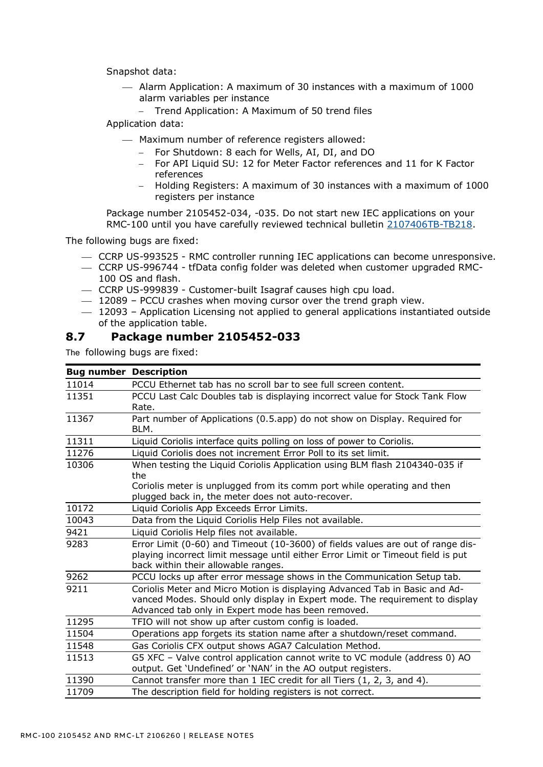Snapshot data:

- Alarm Application: A maximum of 30 instances with a maximum of 1000 alarm variables per instance
  - Trend Application: A Maximum of 50 trend files

Application data:

- Maximum number of reference registers allowed:
  - For Shutdown: 8 each for Wells, AI, DI, and DO
  - For API Liquid SU: 12 for Meter Factor references and 11 for K Factor references
  - Holding Registers: A maximum of 30 instances with a maximum of 1000 registers per instance

Package number 2105452-034, -035. Do not start new IEC applications on your RMC-100 until you have carefully reviewed technical bulletin 2107406TB-TB218.

The following bugs are fixed:

- CCRP US-993525 - RMC controller running IEC applications can become unresponsive.
- CCRP US-996744 - tfData config folder was deleted when customer upgraded RMC-100 OS and flash.
- CCRP US-999839 - Customer-built Isagraf causes high cpu load.
- 12089 – PCCU crashes when moving cursor over the trend graph view.
- 12093 – Application Licensing not applied to general applications instantiated outside of the application table.

## 8.7 Package number 2105452-033

The following bugs are fixed:

| Bug number | Description |
|---|---|
| 11014 | PCCU Ethernet tab has no scroll bar to see full screen content. |
| 11351 | PCCU Last Calc Doubles tab is displaying incorrect value for Stock Tank Flow Rate. |
| 11367 | Part number of Applications (0.5.app) do not show on Display. Required for BLM. |
| 11311 | Liquid Coriolis interface quits polling on loss of power to Coriolis. |
| 11276 | Liquid Coriolis does not increment Error Poll to its set limit. |
| 10306 | When testing the Liquid Coriolis Application using BLM flash 2104340-035 if the Coriolis meter is unplugged from its comm port while operating and then plugged back in, the meter does not auto-recover. |
| 10172 | Liquid Coriolis App Exceeds Error Limits. |
| 10043 | Data from the Liquid Coriolis Help Files not available. |
| 9421 | Liquid Coriolis Help files not available. |
| 9283 | Error Limit (0-60) and Timeout (10-3600) of fields values are out of range displaying incorrect limit message until either Error Limit or Timeout field is put back within their allowable ranges. |
| 9262 | PCCU locks up after error message shows in the Communication Setup tab. |
| 9211 | Coriolis Meter and Micro Motion is displaying Advanced Tab in Basic and Advanced Modes. Should only display in Expert mode. The requirement to display Advanced tab only in Expert mode has been removed. |
| 11295 | TFIO will not show up after custom config is loaded. |
| 11504 | Operations app forgets its station name after a shutdown/reset command. |
| 11548 | Gas Coriolis CFX output shows AGA7 Calculation Method. |
| 11513 | G5 XFC – Valve control application cannot write to VC module (address 0) AO output. Get 'Undefined' or 'NAN' in the AO output registers. |
| 11390 | Cannot transfer more than 1 IEC credit for all Tiers (1, 2, 3, and 4). |
| 11709 | The description field for holding registers is not correct. |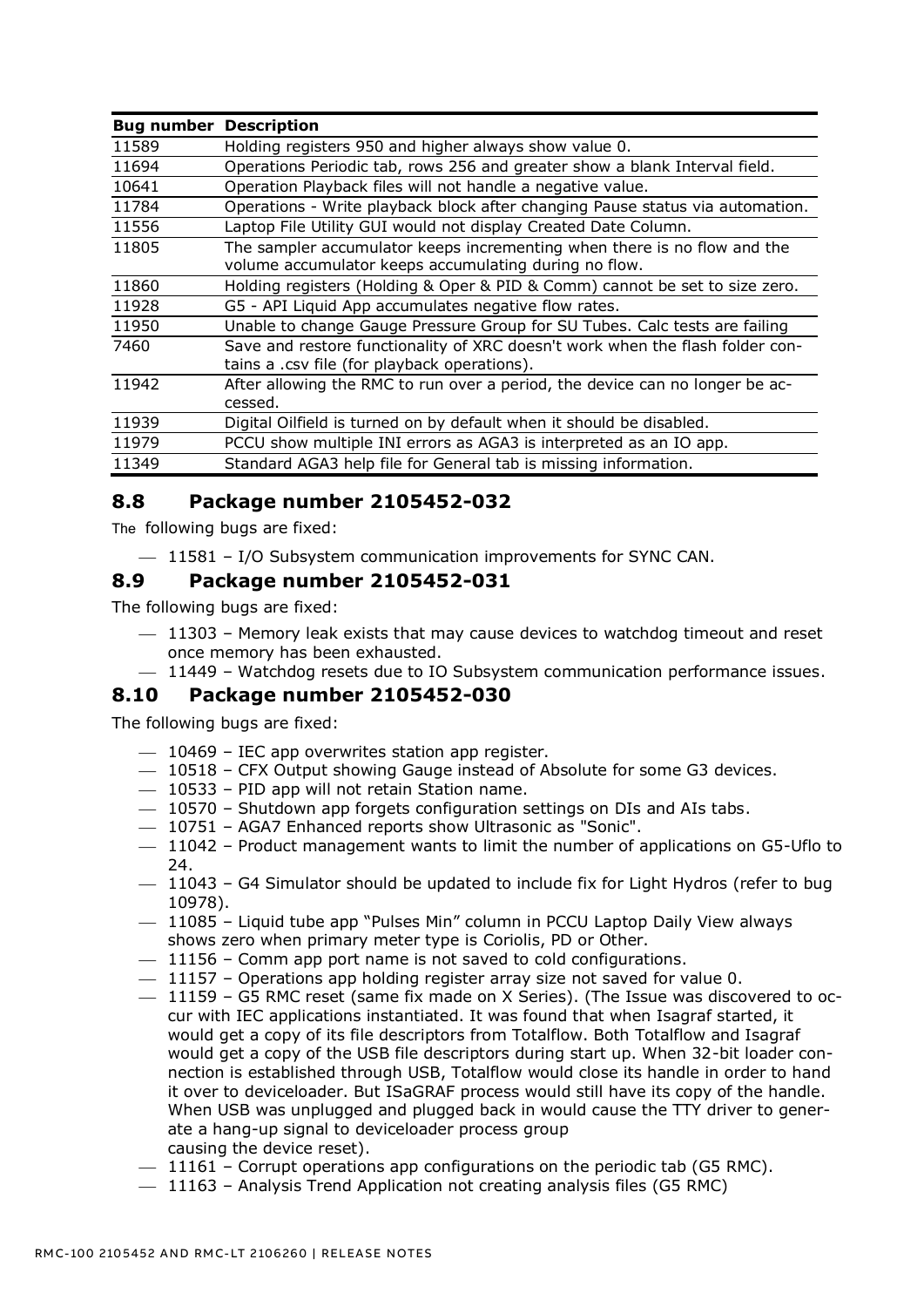| Bug number | Description |
|---|---|
| 11589 | Holding registers 950 and higher always show value 0. |
| 11694 | Operations Periodic tab, rows 256 and greater show a blank Interval field. |
| 10641 | Operation Playback files will not handle a negative value. |
| 11784 | Operations - Write playback block after changing Pause status via automation. |
| 11556 | Laptop File Utility GUI would not display Created Date Column. |
| 11805 | The sampler accumulator keeps incrementing when there is no flow and the volume accumulator keeps accumulating during no flow. |
| 11860 | Holding registers (Holding & Oper & PID & Comm) cannot be set to size zero. |
| 11928 | G5 - API Liquid App accumulates negative flow rates. |
| 11950 | Unable to change Gauge Pressure Group for SU Tubes. Calc tests are failing |
| 7460 | Save and restore functionality of XRC doesn't work when the flash folder contains a .csv file (for playback operations). |
| 11942 | After allowing the RMC to run over a period, the device can no longer be accessed. |
| 11939 | Digital Oilfield is turned on by default when it should be disabled. |
| 11979 | PCCU show multiple INI errors as AGA3 is interpreted as an IO app. |
| 11349 | Standard AGA3 help file for General tab is missing information. |

## 8.8 Package number 2105452-032

The following bugs are fixed:

- 11581 – I/O Subsystem communication improvements for SYNC CAN.

## 8.9 Package number 2105452-031

The following bugs are fixed:

- 11303 – Memory leak exists that may cause devices to watchdog timeout and reset once memory has been exhausted.
- 11449 – Watchdog resets due to IO Subsystem communication performance issues.

## 8.10 Package number 2105452-030

The following bugs are fixed:

- 10469 – IEC app overwrites station app register.
- 10518 – CFX Output showing Gauge instead of Absolute for some G3 devices.
- 10533 – PID app will not retain Station name.
- 10570 – Shutdown app forgets configuration settings on DIs and AIs tabs.
- 10751 – AGA7 Enhanced reports show Ultrasonic as "Sonic".
- 11042 – Product management wants to limit the number of applications on G5-Uflo to 24.
- 11043 – G4 Simulator should be updated to include fix for Light Hydros (refer to bug 10978).
- 11085 – Liquid tube app "Pulses Min" column in PCCU Laptop Daily View always shows zero when primary meter type is Coriolis, PD or Other.
- 11156 – Comm app port name is not saved to cold configurations.
- 11157 – Operations app holding register array size not saved for value 0.
- 11159 – G5 RMC reset (same fix made on X Series). (The Issue was discovered to occur with IEC applications instantiated. It was found that when Isagraf started, it would get a copy of its file descriptors from Totalflow. Both Totalflow and Isagraf would get a copy of the USB file descriptors during start up. When 32-bit loader connection is established through USB, Totalflow would close its handle in order to hand it over to deviceloader. But ISaGRAF process would still have its copy of the handle. When USB was unplugged and plugged back in would cause the TTY driver to generate a hang-up signal to deviceloader process group causing the device reset).
- 11161 – Corrupt operations app configurations on the periodic tab (G5 RMC).
- 11163 – Analysis Trend Application not creating analysis files (G5 RMC)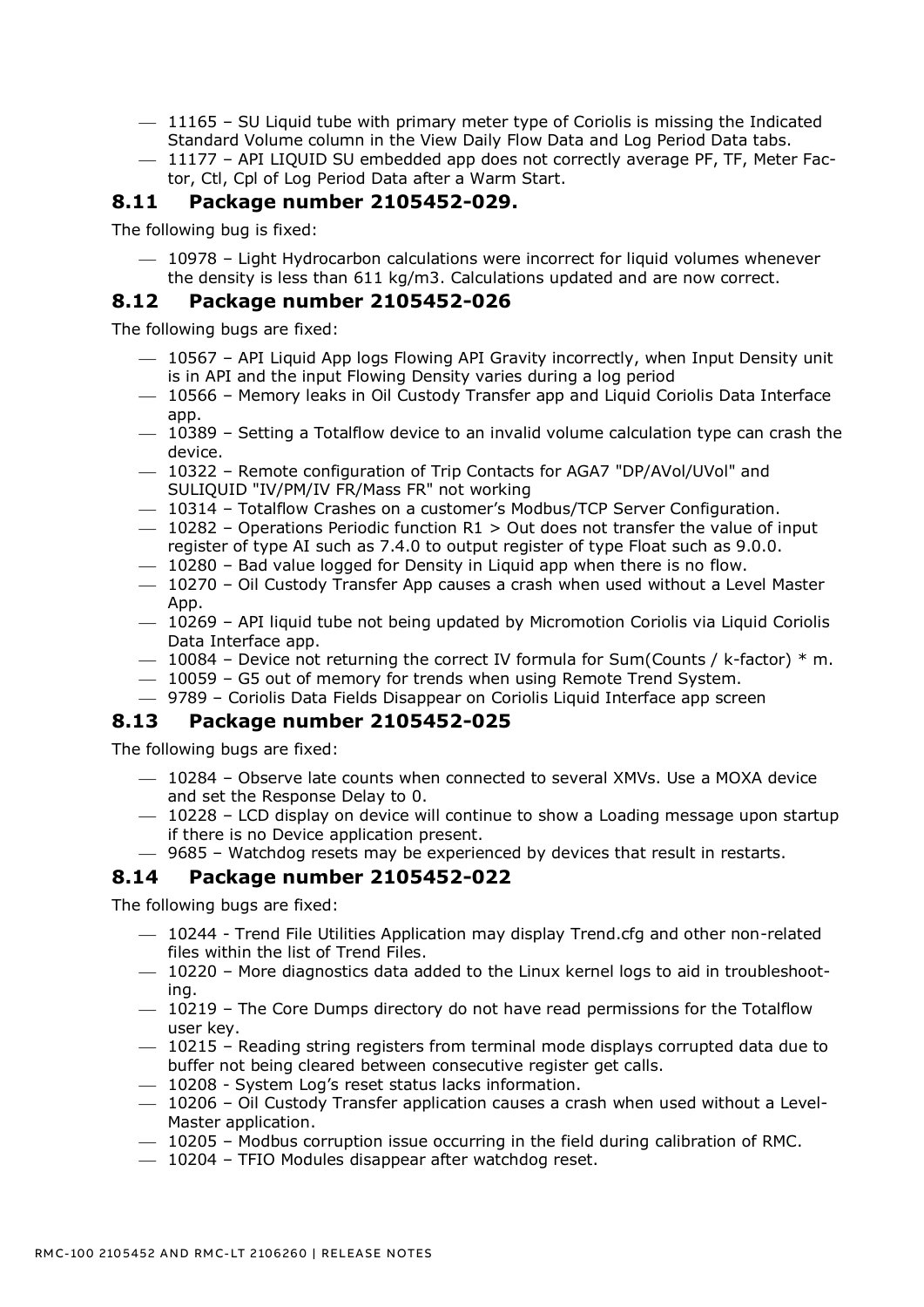- 11165 – SU Liquid tube with primary meter type of Coriolis is missing the Indicated Standard Volume column in the View Daily Flow Data and Log Period Data tabs.
- 11177 – API LIQUID SU embedded app does not correctly average PF, TF, Meter Factor, Ctl, Cpl of Log Period Data after a Warm Start.

## 8.11 Package number 2105452-029.

The following bug is fixed:

- 10978 – Light Hydrocarbon calculations were incorrect for liquid volumes whenever the density is less than 611 kg/m3. Calculations updated and are now correct.

## 8.12 Package number 2105452-026

The following bugs are fixed:

- 10567 – API Liquid App logs Flowing API Gravity incorrectly, when Input Density unit is in API and the input Flowing Density varies during a log period
- 10566 – Memory leaks in Oil Custody Transfer app and Liquid Coriolis Data Interface app.
- 10389 – Setting a Totalflow device to an invalid volume calculation type can crash the device.
- 10322 – Remote configuration of Trip Contacts for AGA7 "DP/AVol/UVol" and SULIQUID "IV/PM/IV FR/Mass FR" not working
- 10314 – Totalflow Crashes on a customer's Modbus/TCP Server Configuration.
- 10282 – Operations Periodic function R1 > Out does not transfer the value of input register of type AI such as 7.4.0 to output register of type Float such as 9.0.0.
- 10280 – Bad value logged for Density in Liquid app when there is no flow.
- 10270 – Oil Custody Transfer App causes a crash when used without a Level Master App.
- 10269 – API liquid tube not being updated by Micromotion Coriolis via Liquid Coriolis Data Interface app.
- 10084 – Device not returning the correct IV formula for Sum(Counts / k-factor) * m.
- 10059 – G5 out of memory for trends when using Remote Trend System.
- 9789 – Coriolis Data Fields Disappear on Coriolis Liquid Interface app screen

## 8.13 Package number 2105452-025

The following bugs are fixed:

- 10284 – Observe late counts when connected to several XMVs. Use a MOXA device and set the Response Delay to 0.
- 10228 – LCD display on device will continue to show a Loading message upon startup if there is no Device application present.
- 9685 – Watchdog resets may be experienced by devices that result in restarts.

## 8.14 Package number 2105452-022

The following bugs are fixed:

- 10244 - Trend File Utilities Application may display Trend.cfg and other non-related files within the list of Trend Files.
- 10220 – More diagnostics data added to the Linux kernel logs to aid in troubleshooting.
- 10219 – The Core Dumps directory do not have read permissions for the Totalflow user key.
- 10215 – Reading string registers from terminal mode displays corrupted data due to buffer not being cleared between consecutive register get calls.
- 10208 - System Log's reset status lacks information.
- 10206 – Oil Custody Transfer application causes a crash when used without a Level-Master application.
- 10205 – Modbus corruption issue occurring in the field during calibration of RMC.
- 10204 – TFIO Modules disappear after watchdog reset.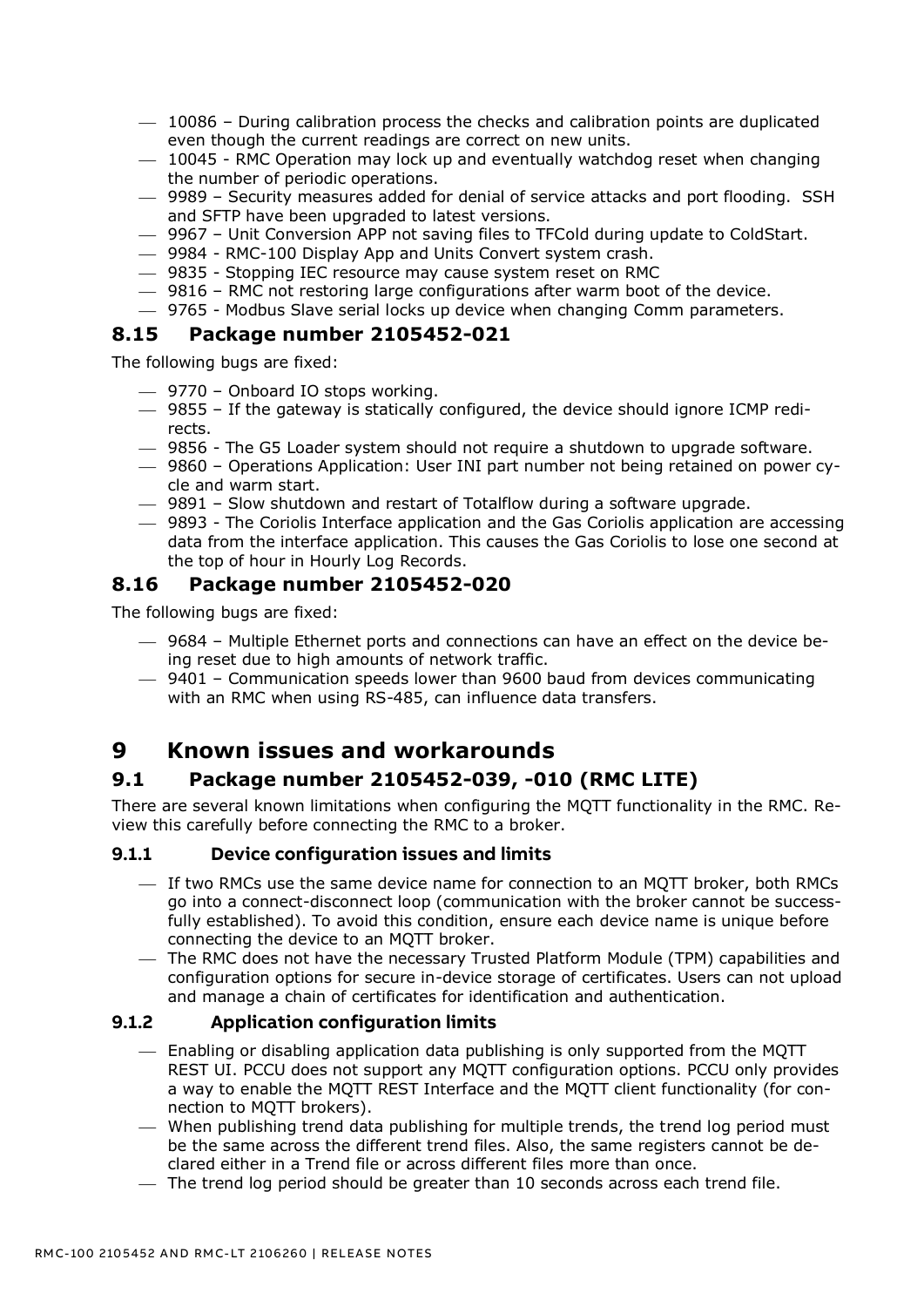- 10086 – During calibration process the checks and calibration points are duplicated even though the current readings are correct on new units.
- 10045 - RMC Operation may lock up and eventually watchdog reset when changing the number of periodic operations.
- 9989 – Security measures added for denial of service attacks and port flooding. SSH and SFTP have been upgraded to latest versions.
- 9967 – Unit Conversion APP not saving files to TFCold during update to ColdStart.
- 9984 - RMC-100 Display App and Units Convert system crash.
- 9835 - Stopping IEC resource may cause system reset on RMC
- 9816 – RMC not restoring large configurations after warm boot of the device.
- 9765 - Modbus Slave serial locks up device when changing Comm parameters.

## 8.15 Package number 2105452-021

The following bugs are fixed:

- 9770 – Onboard IO stops working.
- 9855 – If the gateway is statically configured, the device should ignore ICMP redirects.
- 9856 - The G5 Loader system should not require a shutdown to upgrade software.
- 9860 – Operations Application: User INI part number not being retained on power cycle and warm start.
- 9891 – Slow shutdown and restart of Totalflow during a software upgrade.
- 9893 - The Coriolis Interface application and the Gas Coriolis application are accessing data from the interface application. This causes the Gas Coriolis to lose one second at the top of hour in Hourly Log Records.

## 8.16 Package number 2105452-020

The following bugs are fixed:

- 9684 – Multiple Ethernet ports and connections can have an effect on the device being reset due to high amounts of network traffic.
- 9401 – Communication speeds lower than 9600 baud from devices communicating with an RMC when using RS-485, can influence data transfers.

# 9 Known issues and workarounds

## 9.1 Package number 2105452-039, -010 (RMC LITE)

There are several known limitations when configuring the MQTT functionality in the RMC. Review this carefully before connecting the RMC to a broker.

### 9.1.1 Device configuration issues and limits

- If two RMCs use the same device name for connection to an MQTT broker, both RMCs go into a connect-disconnect loop (communication with the broker cannot be successfully established). To avoid this condition, ensure each device name is unique before connecting the device to an MQTT broker.
- The RMC does not have the necessary Trusted Platform Module (TPM) capabilities and configuration options for secure in-device storage of certificates. Users can not upload and manage a chain of certificates for identification and authentication.

### 9.1.2 Application configuration limits

- Enabling or disabling application data publishing is only supported from the MQTT REST UI. PCCU does not support any MQTT configuration options. PCCU only provides a way to enable the MQTT REST Interface and the MQTT client functionality (for connection to MQTT brokers).
- When publishing trend data publishing for multiple trends, the trend log period must be the same across the different trend files. Also, the same registers cannot be declared either in a Trend file or across different files more than once.
- The trend log period should be greater than 10 seconds across each trend file.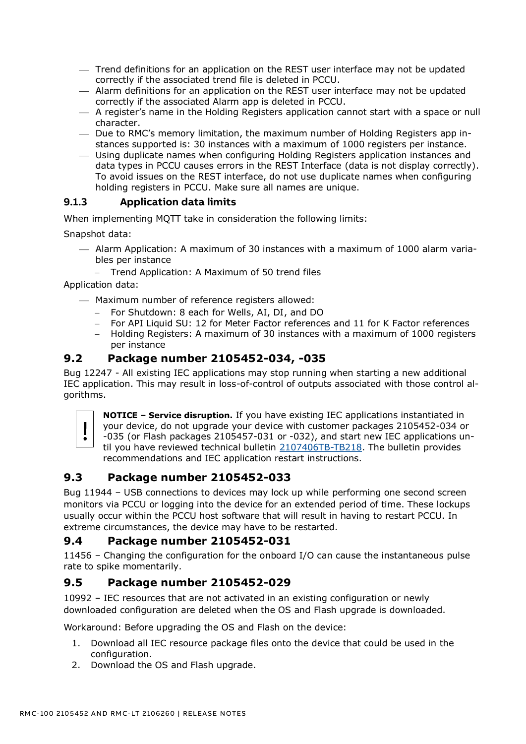- Trend definitions for an application on the REST user interface may not be updated correctly if the associated trend file is deleted in PCCU.
- Alarm definitions for an application on the REST user interface may not be updated correctly if the associated Alarm app is deleted in PCCU.
- A register's name in the Holding Registers application cannot start with a space or null character.
- Due to RMC's memory limitation, the maximum number of Holding Registers app instances supported is: 30 instances with a maximum of 1000 registers per instance.
- Using duplicate names when configuring Holding Registers application instances and data types in PCCU causes errors in the REST Interface (data is not display correctly). To avoid issues on the REST interface, do not use duplicate names when configuring holding registers in PCCU. Make sure all names are unique.

### 9.1.3 Application data limits

When implementing MQTT take in consideration the following limits:

Snapshot data:

- Alarm Application: A maximum of 30 instances with a maximum of 1000 alarm variables per instance
  - Trend Application: A Maximum of 50 trend files

Application data:

- Maximum number of reference registers allowed:
  - For Shutdown: 8 each for Wells, AI, DI, and DO
  - For API Liquid SU: 12 for Meter Factor references and 11 for K Factor references
  - Holding Registers: A maximum of 30 instances with a maximum of 1000 registers per instance

## 9.2 Package number 2105452-034, -035

Bug 12247 - All existing IEC applications may stop running when starting a new additional IEC application. This may result in loss-of-control of outputs associated with those control algorithms.

> **!** **NOTICE – Service disruption.** If you have existing IEC applications instantiated in your device, do not upgrade your device with customer packages 2105452-034 or -035 (or Flash packages 2105457-031 or -032), and start new IEC applications until you have reviewed technical bulletin 2107406TB-TB218. The bulletin provides recommendations and IEC application restart instructions.

## 9.3 Package number 2105452-033

Bug 11944 – USB connections to devices may lock up while performing one second screen monitors via PCCU or logging into the device for an extended period of time. These lockups usually occur within the PCCU host software that will result in having to restart PCCU. In extreme circumstances, the device may have to be restarted.

## 9.4 Package number 2105452-031

11456 – Changing the configuration for the onboard I/O can cause the instantaneous pulse rate to spike momentarily.

## 9.5 Package number 2105452-029

10992 – IEC resources that are not activated in an existing configuration or newly downloaded configuration are deleted when the OS and Flash upgrade is downloaded.

Workaround: Before upgrading the OS and Flash on the device:

1. Download all IEC resource package files onto the device that could be used in the configuration.
2. Download the OS and Flash upgrade.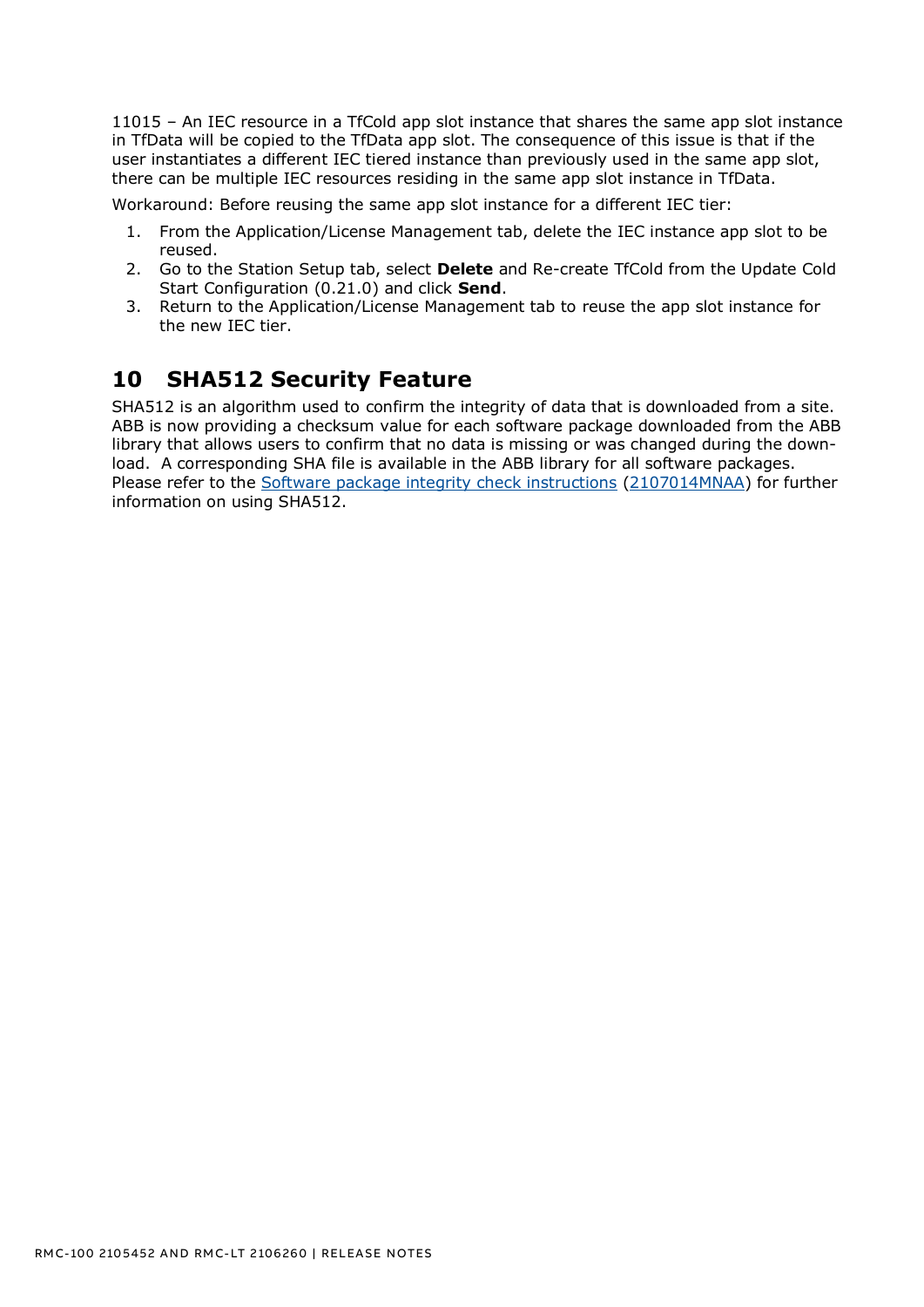11015 – An IEC resource in a TfCold app slot instance that shares the same app slot instance in TfData will be copied to the TfData app slot. The consequence of this issue is that if the user instantiates a different IEC tiered instance than previously used in the same app slot, there can be multiple IEC resources residing in the same app slot instance in TfData.

Workaround: Before reusing the same app slot instance for a different IEC tier:

1. From the Application/License Management tab, delete the IEC instance app slot to be reused.
2. Go to the Station Setup tab, select **Delete** and Re-create TfCold from the Update Cold Start Configuration (0.21.0) and click **Send**.
3. Return to the Application/License Management tab to reuse the app slot instance for the new IEC tier.

# 10 SHA512 Security Feature

SHA512 is an algorithm used to confirm the integrity of data that is downloaded from a site. ABB is now providing a checksum value for each software package downloaded from the ABB library that allows users to confirm that no data is missing or was changed during the download. A corresponding SHA file is available in the ABB library for all software packages. Please refer to the Software package integrity check instructions (2107014MNAA) for further information on using SHA512.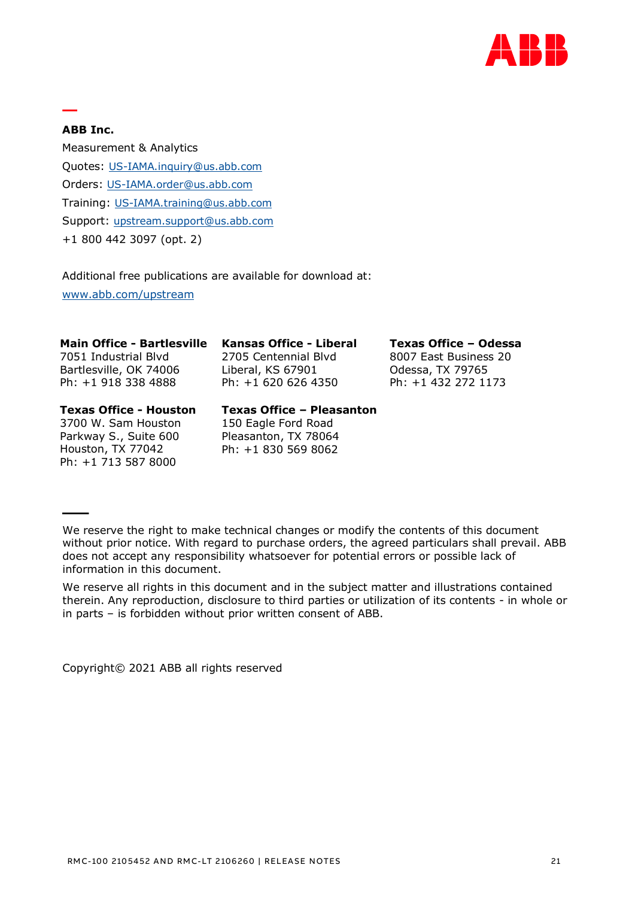**ABB Inc.**

Measurement & Analytics

Quotes: US-IAMA.inquiry@us.abb.com

Orders: US-IAMA.order@us.abb.com

Training: US-IAMA.training@us.abb.com

Support: upstream.support@us.abb.com

+1 800 442 3097 (opt. 2)

Additional free publications are available for download at:
www.abb.com/upstream

**Main Office - Bartlesville**
7051 Industrial Blvd
Bartlesville, OK 74006
Ph: +1 918 338 4888

**Kansas Office - Liberal**
2705 Centennial Blvd
Liberal, KS 67901
Ph: +1 620 626 4350

**Texas Office – Odessa**
8007 East Business 20
Odessa, TX 79765
Ph: +1 432 272 1173

**Texas Office - Houston**
3700 W. Sam Houston
Parkway S., Suite 600
Houston, TX 77042
Ph: +1 713 587 8000

**Texas Office – Pleasanton**
150 Eagle Ford Road
Pleasanton, TX 78064
Ph: +1 830 569 8062

We reserve the right to make technical changes or modify the contents of this document without prior notice. With regard to purchase orders, the agreed particulars shall prevail. ABB does not accept any responsibility whatsoever for potential errors or possible lack of information in this document.

We reserve all rights in this document and in the subject matter and illustrations contained therein. Any reproduction, disclosure to third parties or utilization of its contents - in whole or in parts – is forbidden without prior written consent of ABB.

Copyright© 2021 ABB all rights reserved